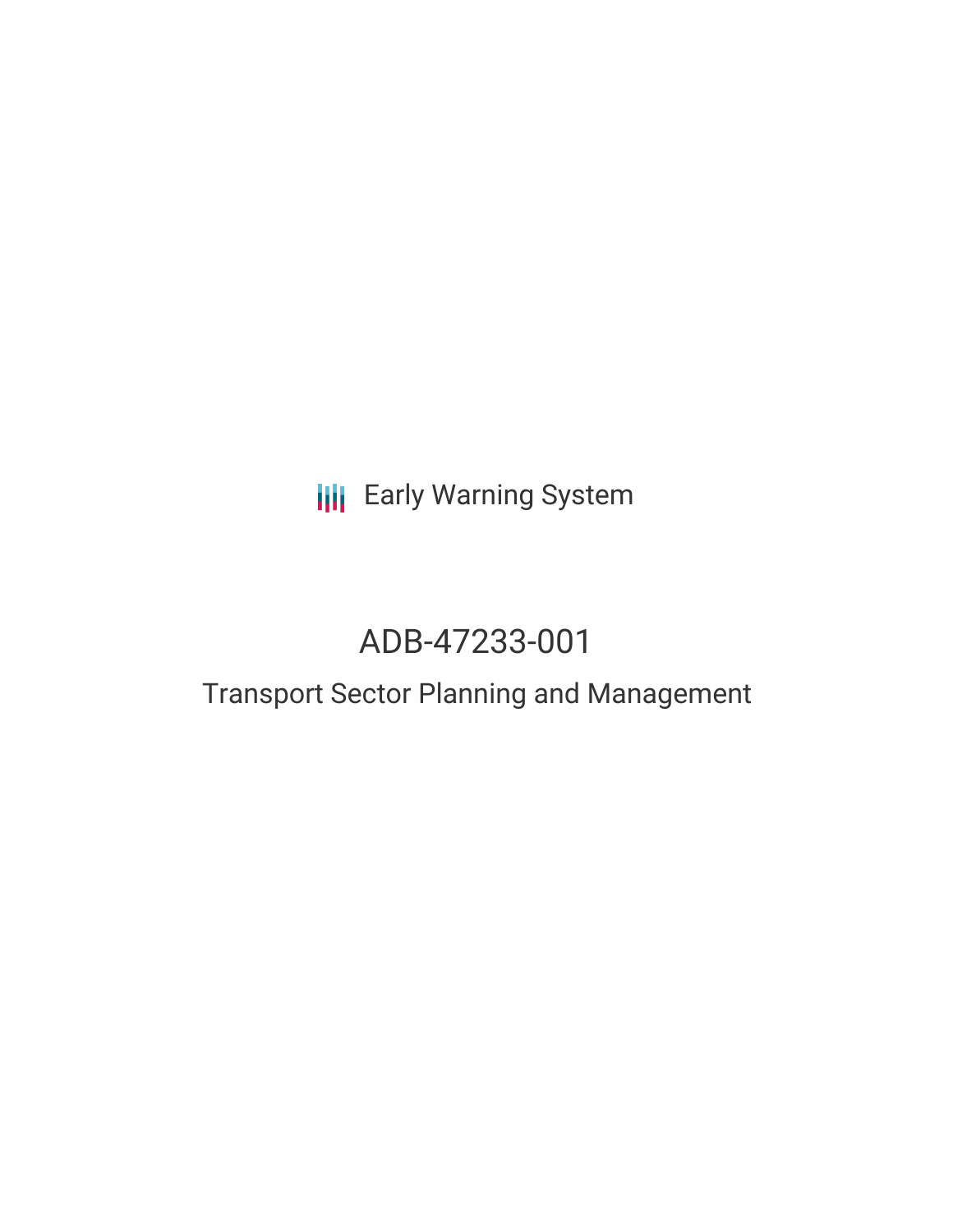Early Warning System

# ADB-47233-001

## Transport Sector Planning and Management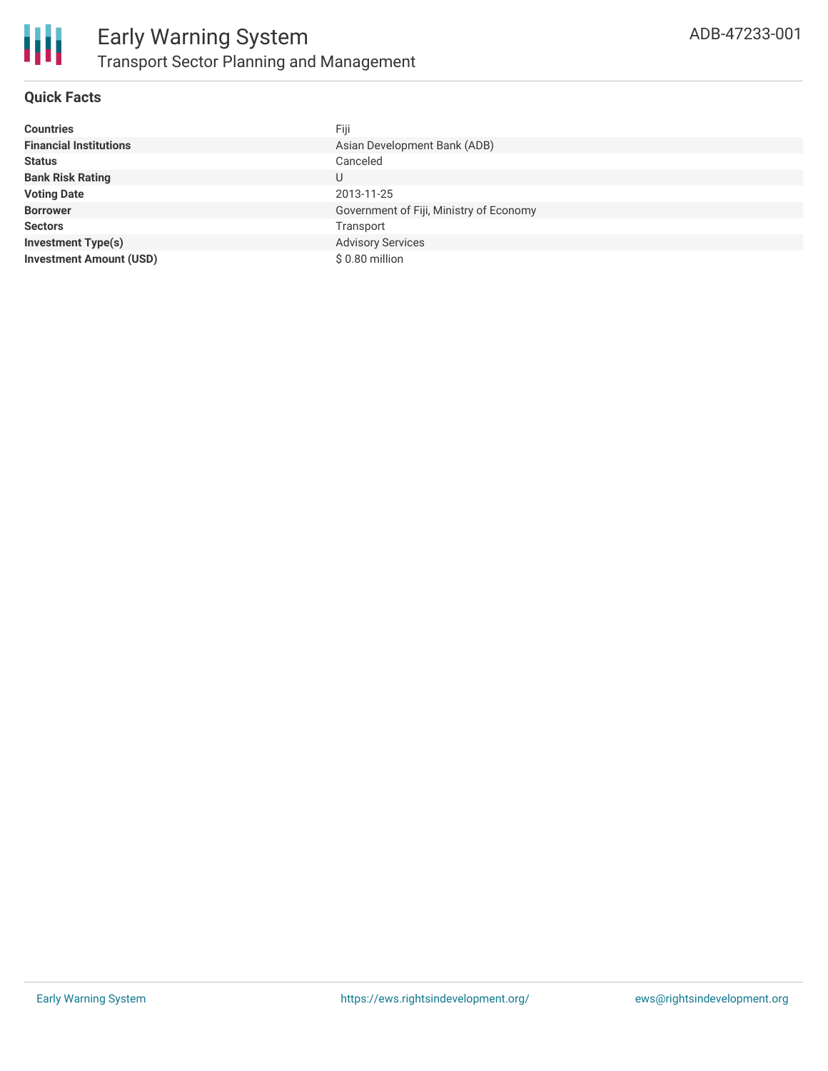# Early Warning System

## Transport Sector Planning and Management

ADB-47233-001

### Quick Facts

| | |
|---|---|
| **Countries** | Fiji |
| **Financial Institutions** | Asian Development Bank (ADB) |
| **Status** | Canceled |
| **Bank Risk Rating** | U |
| **Voting Date** | 2013-11-25 |
| **Borrower** | Government of Fiji, Ministry of Economy |
| **Sectors** | Transport |
| **Investment Type(s)** | Advisory Services |
| **Investment Amount (USD)** | $ 0.80 million |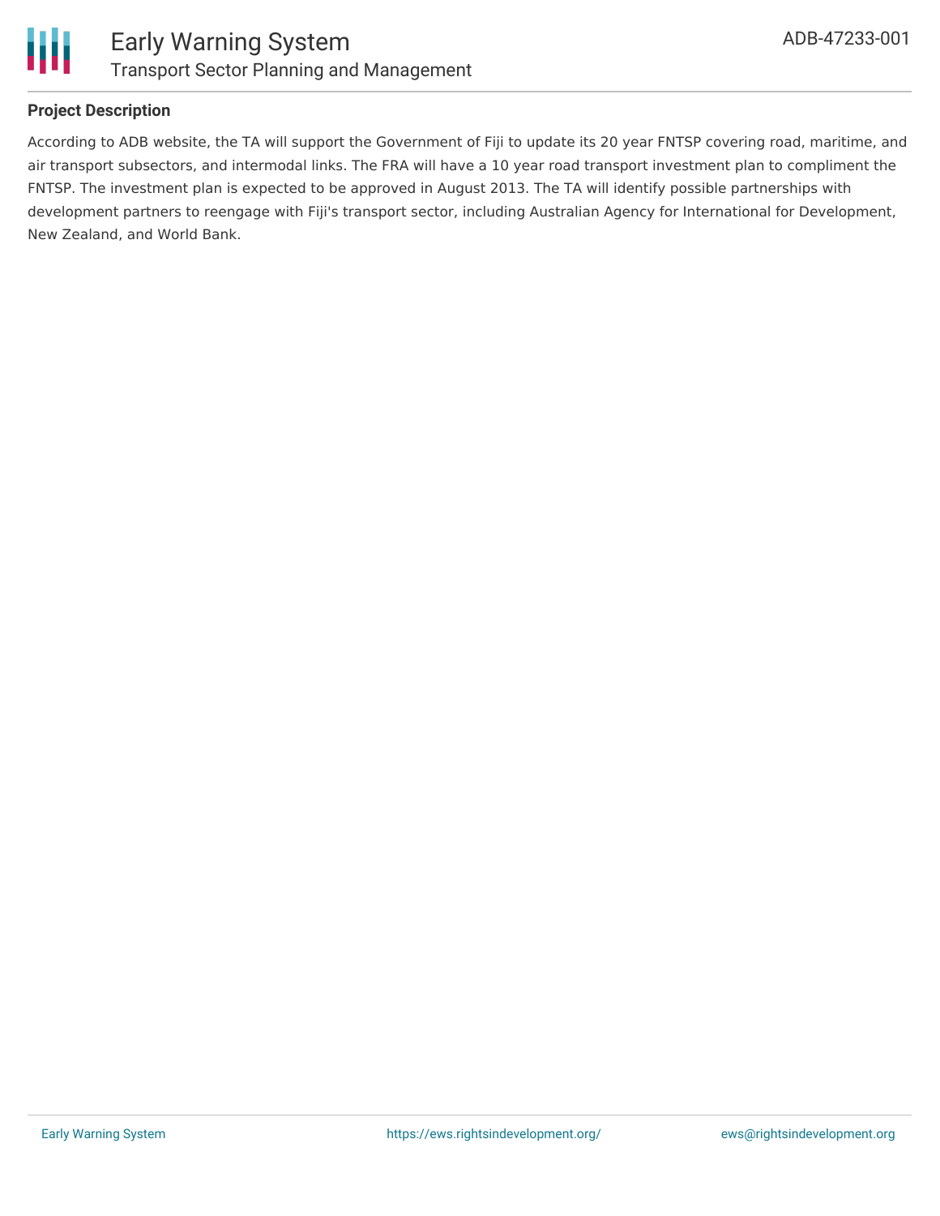## Project Description

According to ADB website, the TA will support the Government of Fiji to update its 20 year FNTSP covering road, maritime, and air transport subsectors, and intermodal links. The FRA will have a 10 year road transport investment plan to compliment the FNTSP. The investment plan is expected to be approved in August 2013. The TA will identify possible partnerships with development partners to reengage with Fiji's transport sector, including Australian Agency for International for Development, New Zealand, and World Bank.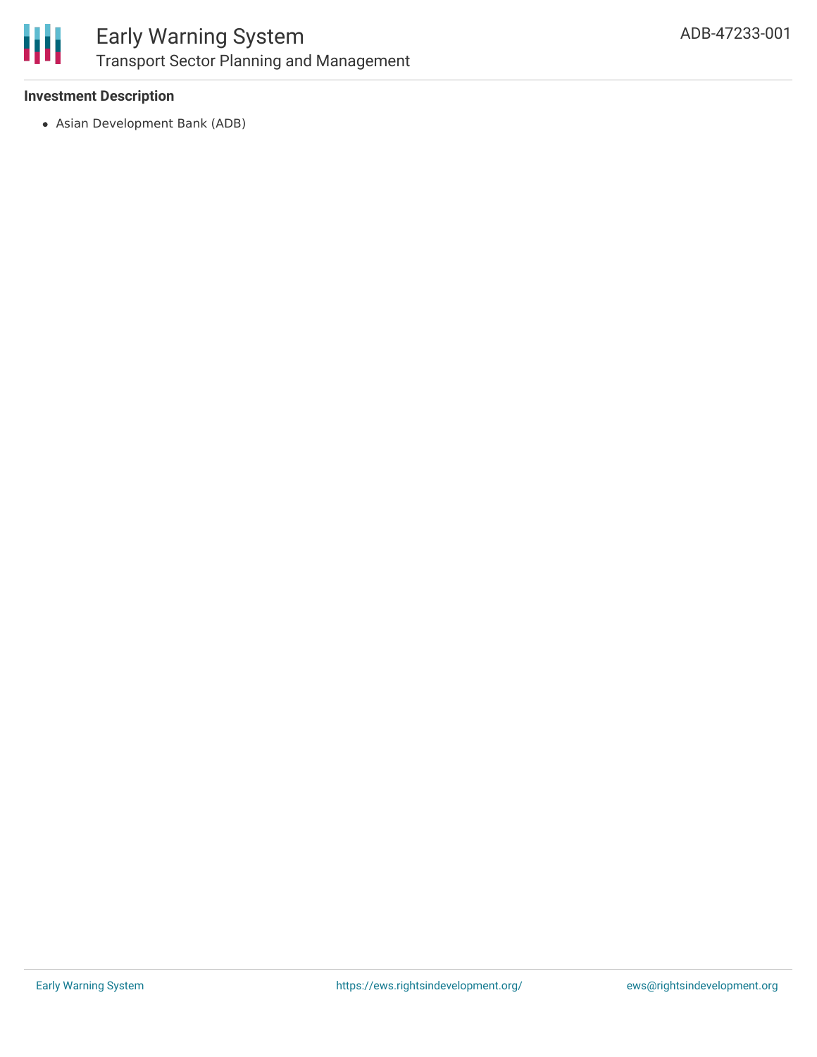### Investment Description

- Asian Development Bank (ADB)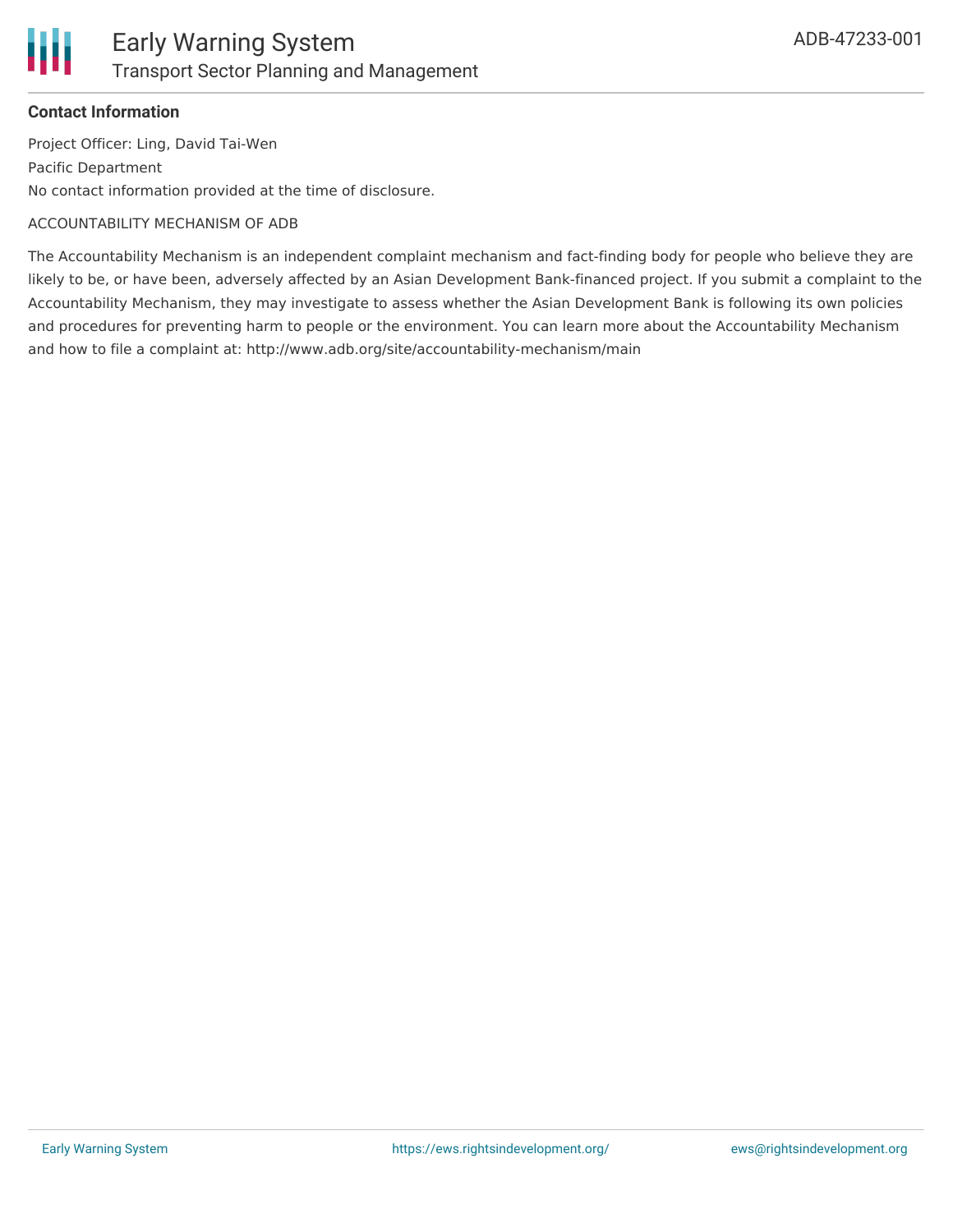**Contact Information**

Project Officer: Ling, David Tai-Wen

Pacific Department

No contact information provided at the time of disclosure.

ACCOUNTABILITY MECHANISM OF ADB

The Accountability Mechanism is an independent complaint mechanism and fact-finding body for people who believe they are likely to be, or have been, adversely affected by an Asian Development Bank-financed project. If you submit a complaint to the Accountability Mechanism, they may investigate to assess whether the Asian Development Bank is following its own policies and procedures for preventing harm to people or the environment. You can learn more about the Accountability Mechanism and how to file a complaint at: http://www.adb.org/site/accountability-mechanism/main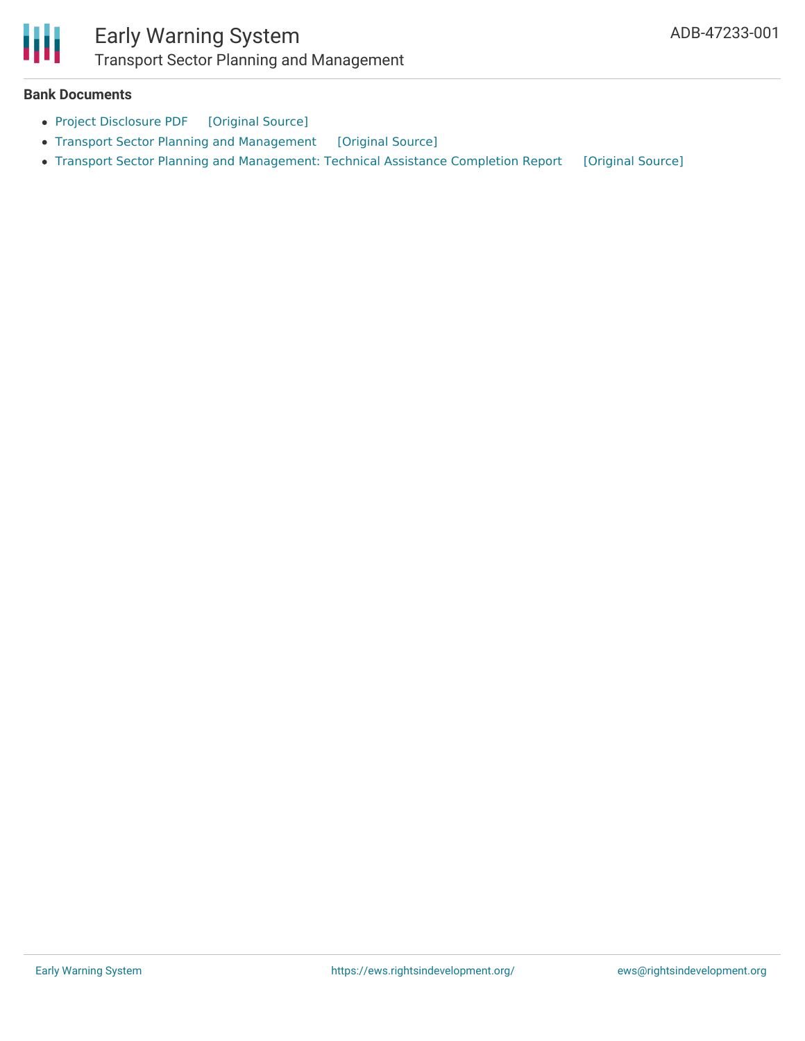### Bank Documents

- Project Disclosure PDF [Original Source]
- Transport Sector Planning and Management [Original Source]
- Transport Sector Planning and Management: Technical Assistance Completion Report [Original Source]